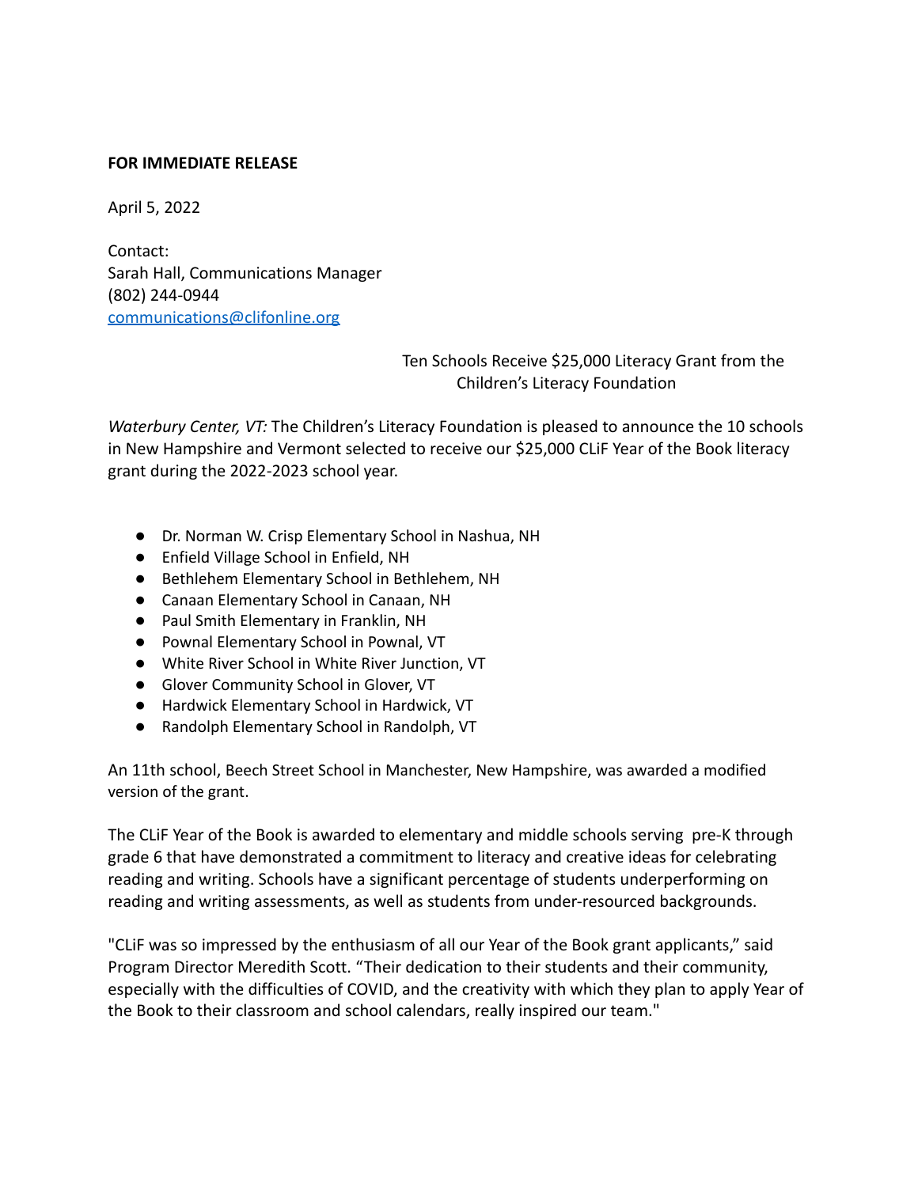**FOR IMMEDIATE RELEASE**

April 5, 2022

Contact:
Sarah Hall, Communications Manager
(802) 244-0944
communications@clifonline.org

## Ten Schools Receive $25,000 Literacy Grant from the Children's Literacy Foundation

*Waterbury Center, VT:* The Children's Literacy Foundation is pleased to announce the 10 schools in New Hampshire and Vermont selected to receive our $25,000 CLiF Year of the Book literacy grant during the 2022-2023 school year.

- Dr. Norman W. Crisp Elementary School in Nashua, NH
- Enfield Village School in Enfield, NH
- Bethlehem Elementary School in Bethlehem, NH
- Canaan Elementary School in Canaan, NH
- Paul Smith Elementary in Franklin, NH
- Pownal Elementary School in Pownal, VT
- White River School in White River Junction, VT
- Glover Community School in Glover, VT
- Hardwick Elementary School in Hardwick, VT
- Randolph Elementary School in Randolph, VT

An 11th school, Beech Street School in Manchester, New Hampshire, was awarded a modified version of the grant.

The CLiF Year of the Book is awarded to elementary and middle schools serving pre-K through grade 6 that have demonstrated a commitment to literacy and creative ideas for celebrating reading and writing. Schools have a significant percentage of students underperforming on reading and writing assessments, as well as students from under-resourced backgrounds.

"CLiF was so impressed by the enthusiasm of all our Year of the Book grant applicants," said Program Director Meredith Scott. "Their dedication to their students and their community, especially with the difficulties of COVID, and the creativity with which they plan to apply Year of the Book to their classroom and school calendars, really inspired our team."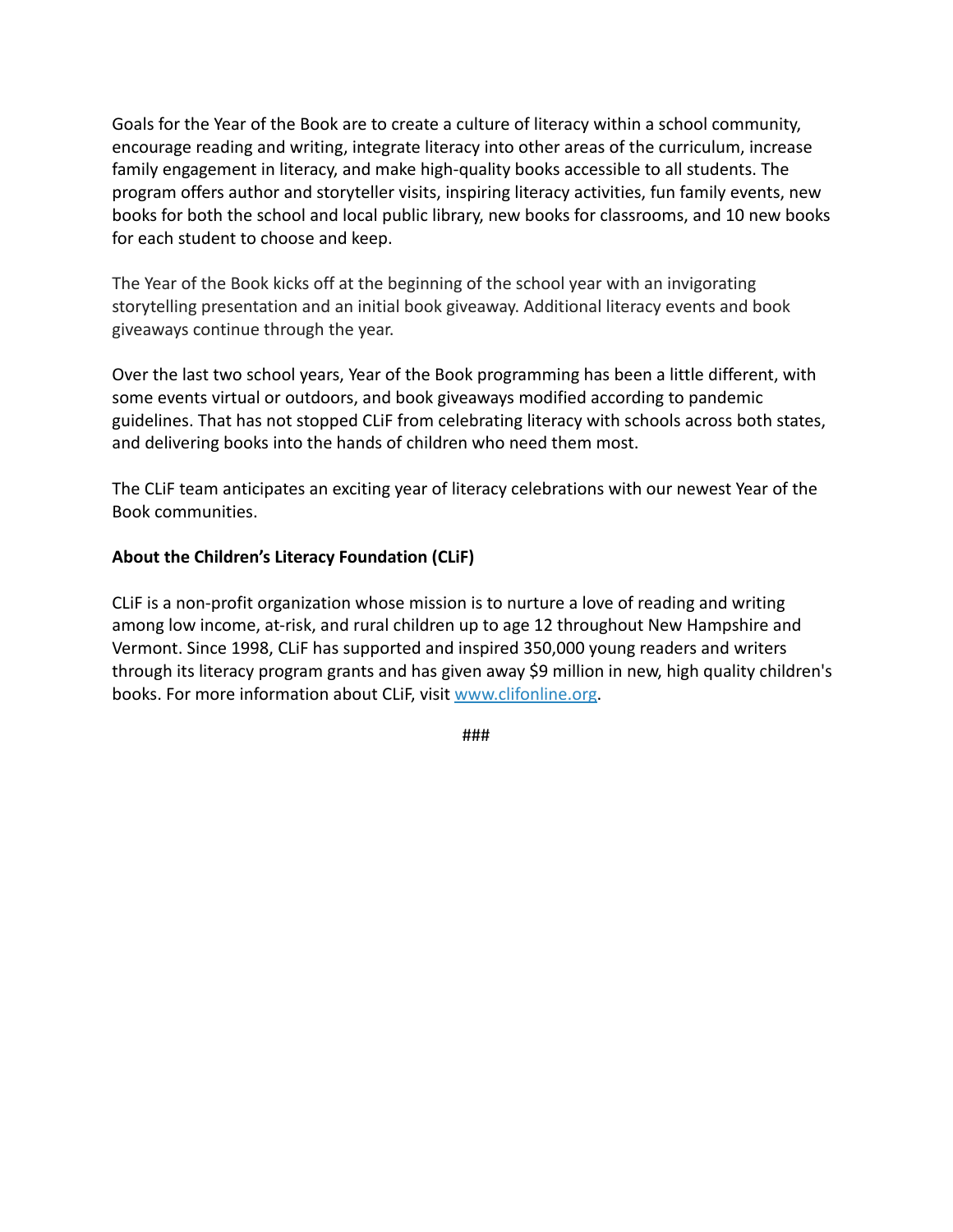Goals for the Year of the Book are to create a culture of literacy within a school community, encourage reading and writing, integrate literacy into other areas of the curriculum, increase family engagement in literacy, and make high-quality books accessible to all students. The program offers author and storyteller visits, inspiring literacy activities, fun family events, new books for both the school and local public library, new books for classrooms, and 10 new books for each student to choose and keep.

The Year of the Book kicks off at the beginning of the school year with an invigorating storytelling presentation and an initial book giveaway. Additional literacy events and book giveaways continue through the year.

Over the last two school years, Year of the Book programming has been a little different, with some events virtual or outdoors, and book giveaways modified according to pandemic guidelines. That has not stopped CLiF from celebrating literacy with schools across both states, and delivering books into the hands of children who need them most.

The CLiF team anticipates an exciting year of literacy celebrations with our newest Year of the Book communities.

**About the Children's Literacy Foundation (CLiF)**

CLiF is a non-profit organization whose mission is to nurture a love of reading and writing among low income, at-risk, and rural children up to age 12 throughout New Hampshire and Vermont. Since 1998, CLiF has supported and inspired 350,000 young readers and writers through its literacy program grants and has given away $9 million in new, high quality children's books. For more information about CLiF, visit [www.clifonline.org](http://www.clifonline.org).

###